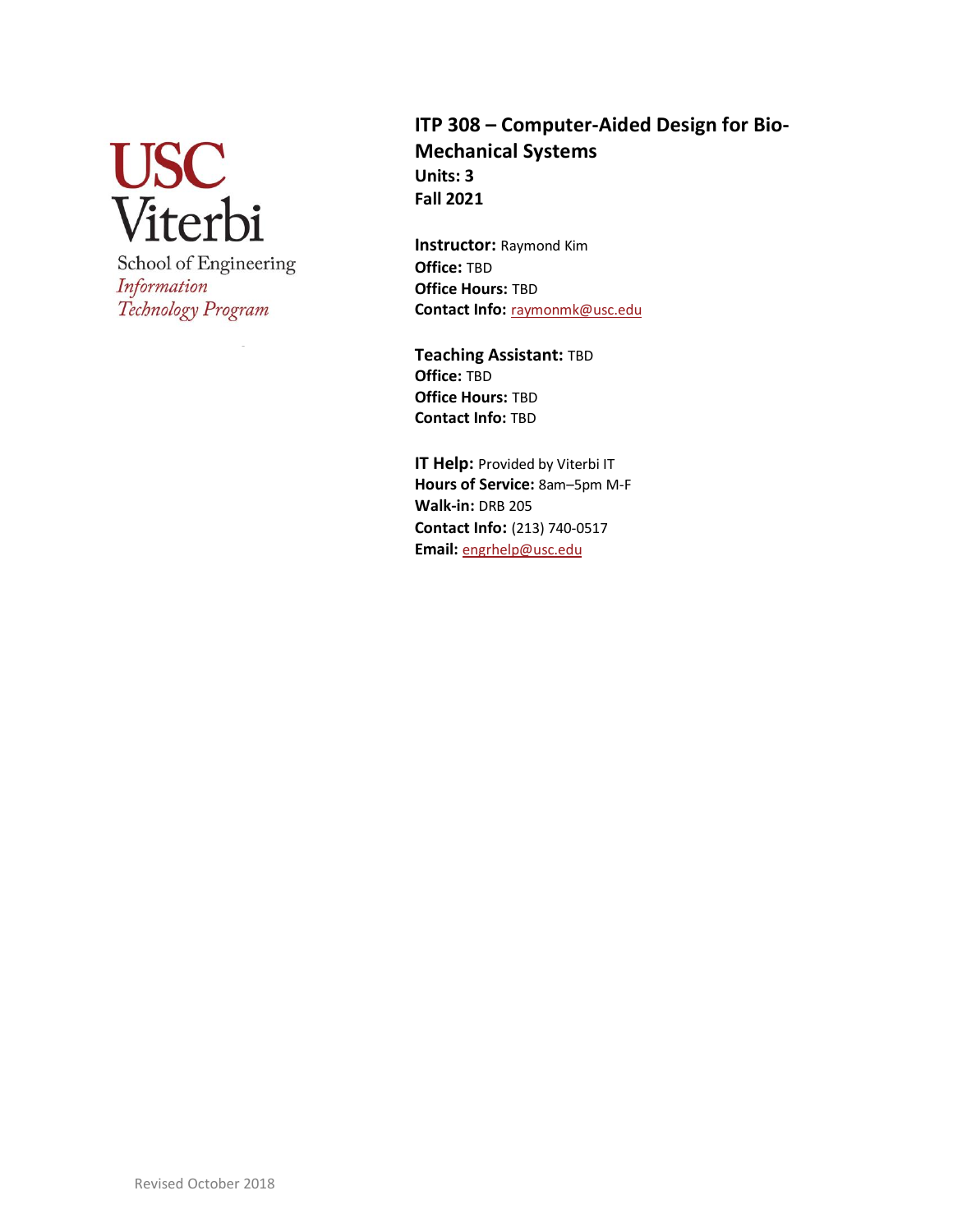USC Viterbi
School of Engineering
*Information Technology Program*

# ITP 308 – Computer-Aided Design for Bio-Mechanical Systems

**Units: 3**
**Fall 2021**

**Instructor:** Raymond Kim
**Office:** TBD
**Office Hours:** TBD
**Contact Info:** raymonmk@usc.edu

**Teaching Assistant:** TBD
**Office:** TBD
**Office Hours:** TBD
**Contact Info:** TBD

**IT Help:** Provided by Viterbi IT
**Hours of Service:** 8am–5pm M-F
**Walk-in:** DRB 205
**Contact Info:** (213) 740-0517
**Email:** engrhelp@usc.edu

Revised October 2018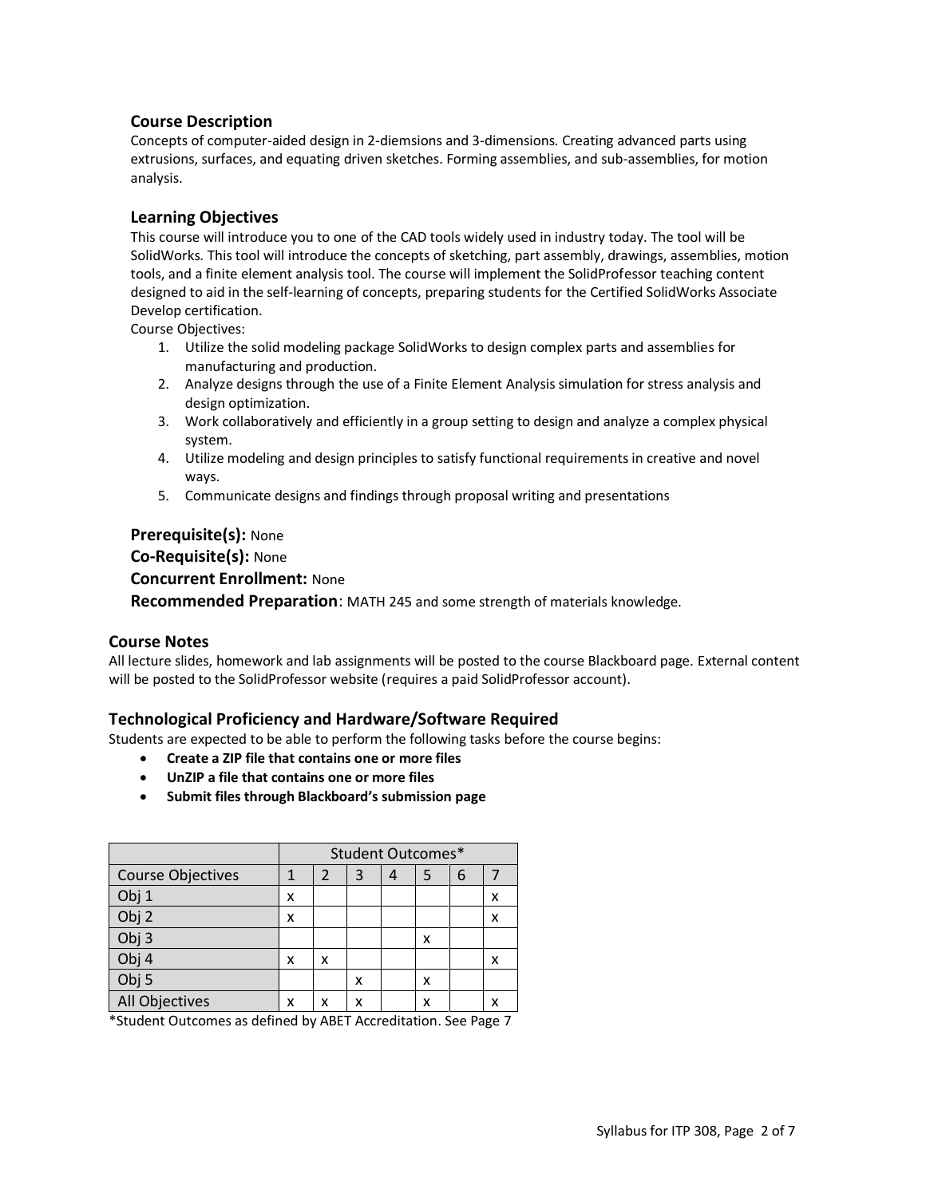## Course Description

Concepts of computer-aided design in 2-diemsions and 3-dimensions. Creating advanced parts using extrusions, surfaces, and equating driven sketches. Forming assemblies, and sub-assemblies, for motion analysis.

## Learning Objectives

This course will introduce you to one of the CAD tools widely used in industry today. The tool will be SolidWorks. This tool will introduce the concepts of sketching, part assembly, drawings, assemblies, motion tools, and a finite element analysis tool. The course will implement the SolidProfessor teaching content designed to aid in the self-learning of concepts, preparing students for the Certified SolidWorks Associate Develop certification.

Course Objectives:

1. Utilize the solid modeling package SolidWorks to design complex parts and assemblies for manufacturing and production.
2. Analyze designs through the use of a Finite Element Analysis simulation for stress analysis and design optimization.
3. Work collaboratively and efficiently in a group setting to design and analyze a complex physical system.
4. Utilize modeling and design principles to satisfy functional requirements in creative and novel ways.
5. Communicate designs and findings through proposal writing and presentations

**Prerequisite(s):** None

**Co-Requisite(s):** None

**Concurrent Enrollment:** None

**Recommended Preparation**: MATH 245 and some strength of materials knowledge.

## Course Notes

All lecture slides, homework and lab assignments will be posted to the course Blackboard page. External content will be posted to the SolidProfessor website (requires a paid SolidProfessor account).

## Technological Proficiency and Hardware/Software Required

Students are expected to be able to perform the following tasks before the course begins:

- **Create a ZIP file that contains one or more files**
- **UnZIP a file that contains one or more files**
- **Submit files through Blackboard's submission page**

| | Student Outcomes* | | | | | | |
|---|---|---|---|---|---|---|---|
| Course Objectives | 1 | 2 | 3 | 4 | 5 | 6 | 7 |
| Obj 1 | x | | | | | | x |
| Obj 2 | x | | | | | | x |
| Obj 3 | | | | | x | | |
| Obj 4 | x | x | | | | | x |
| Obj 5 | | | x | | x | | |
| All Objectives | x | x | x | | x | | x |

*Student Outcomes as defined by ABET Accreditation. See Page 7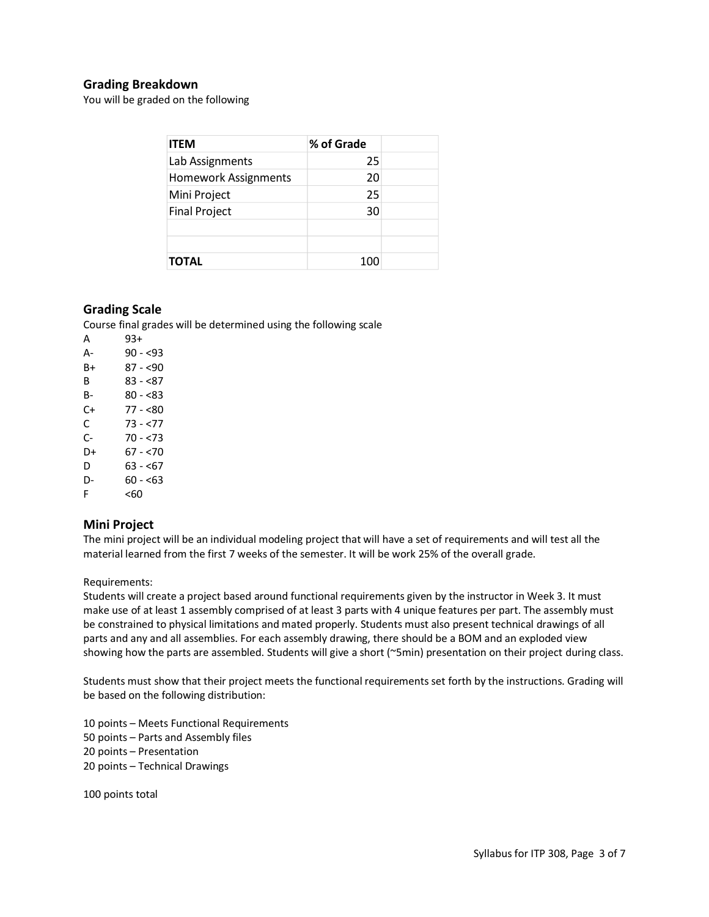## Grading Breakdown

You will be graded on the following

| ITEM | % of Grade | |
|---|---|---|
| Lab Assignments | 25 | |
| Homework Assignments | 20 | |
| Mini Project | 25 | |
| Final Project | 30 | |
| | | |
| | | |
| TOTAL | 100 | |

## Grading Scale

Course final grades will be determined using the following scale

| | |
|---|---|
| A | 93+ |
| A- | 90 - <93 |
| B+ | 87 - <90 |
| B | 83 - <87 |
| B- | 80 - <83 |
| C+ | 77 - <80 |
| C | 73 - <77 |
| C- | 70 - <73 |
| D+ | 67 - <70 |
| D | 63 - <67 |
| D- | 60 - <63 |
| F | <60 |

## Mini Project

The mini project will be an individual modeling project that will have a set of requirements and will test all the material learned from the first 7 weeks of the semester. It will be work 25% of the overall grade.

Requirements:
Students will create a project based around functional requirements given by the instructor in Week 3. It must make use of at least 1 assembly comprised of at least 3 parts with 4 unique features per part. The assembly must be constrained to physical limitations and mated properly. Students must also present technical drawings of all parts and any and all assemblies. For each assembly drawing, there should be a BOM and an exploded view showing how the parts are assembled. Students will give a short (~5min) presentation on their project during class.

Students must show that their project meets the functional requirements set forth by the instructions. Grading will be based on the following distribution:

10 points – Meets Functional Requirements
50 points – Parts and Assembly files
20 points – Presentation
20 points – Technical Drawings

100 points total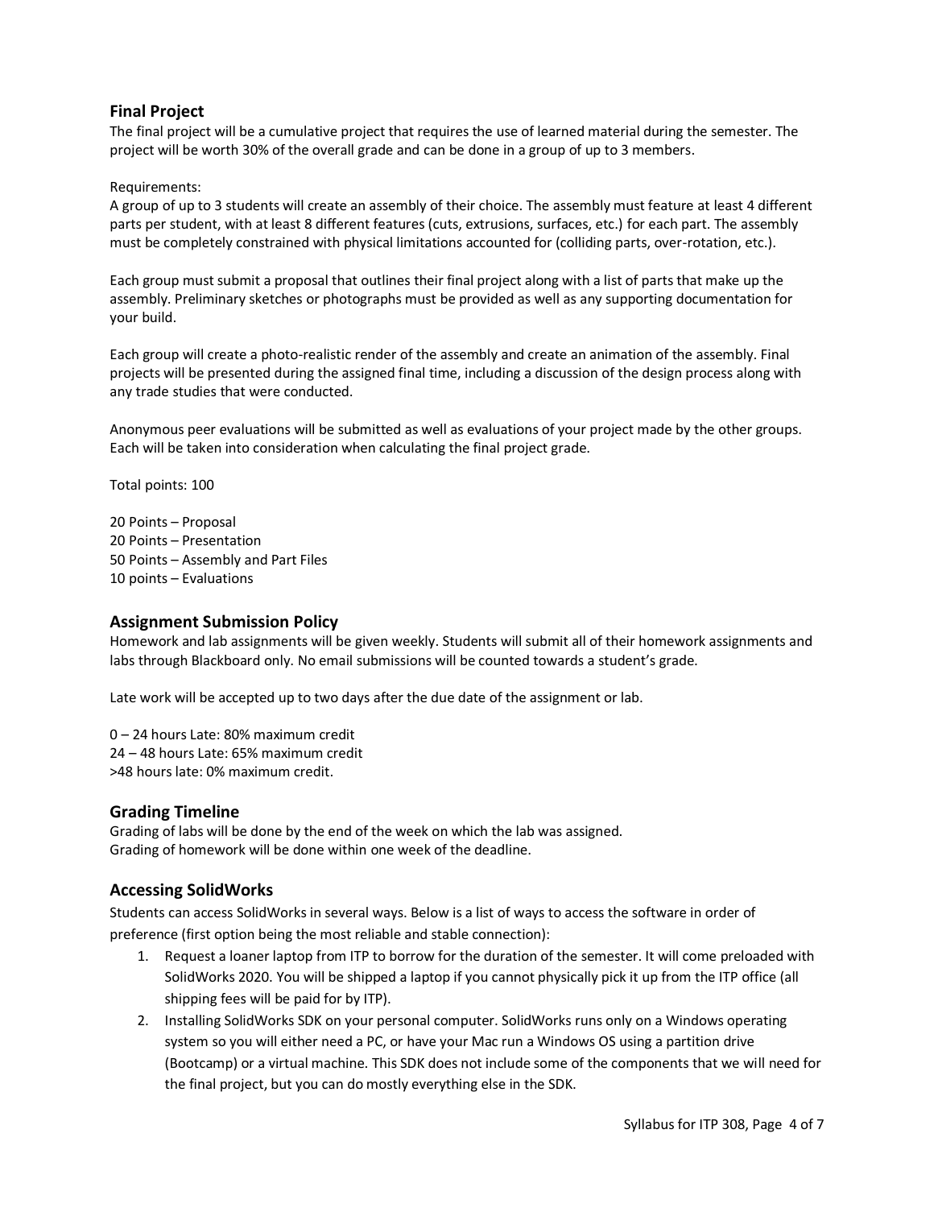## Final Project

The final project will be a cumulative project that requires the use of learned material during the semester. The project will be worth 30% of the overall grade and can be done in a group of up to 3 members.

Requirements:
A group of up to 3 students will create an assembly of their choice. The assembly must feature at least 4 different parts per student, with at least 8 different features (cuts, extrusions, surfaces, etc.) for each part. The assembly must be completely constrained with physical limitations accounted for (colliding parts, over-rotation, etc.).

Each group must submit a proposal that outlines their final project along with a list of parts that make up the assembly. Preliminary sketches or photographs must be provided as well as any supporting documentation for your build.

Each group will create a photo-realistic render of the assembly and create an animation of the assembly. Final projects will be presented during the assigned final time, including a discussion of the design process along with any trade studies that were conducted.

Anonymous peer evaluations will be submitted as well as evaluations of your project made by the other groups. Each will be taken into consideration when calculating the final project grade.

Total points: 100

20 Points – Proposal
20 Points – Presentation
50 Points – Assembly and Part Files
10 points – Evaluations

## Assignment Submission Policy

Homework and lab assignments will be given weekly. Students will submit all of their homework assignments and labs through Blackboard only. No email submissions will be counted towards a student's grade.

Late work will be accepted up to two days after the due date of the assignment or lab.

0 – 24 hours Late: 80% maximum credit
24 – 48 hours Late: 65% maximum credit
>48 hours late: 0% maximum credit.

## Grading Timeline

Grading of labs will be done by the end of the week on which the lab was assigned.
Grading of homework will be done within one week of the deadline.

## Accessing SolidWorks

Students can access SolidWorks in several ways. Below is a list of ways to access the software in order of preference (first option being the most reliable and stable connection):

1. Request a loaner laptop from ITP to borrow for the duration of the semester. It will come preloaded with SolidWorks 2020. You will be shipped a laptop if you cannot physically pick it up from the ITP office (all shipping fees will be paid for by ITP).
2. Installing SolidWorks SDK on your personal computer. SolidWorks runs only on a Windows operating system so you will either need a PC, or have your Mac run a Windows OS using a partition drive (Bootcamp) or a virtual machine. This SDK does not include some of the components that we will need for the final project, but you can do mostly everything else in the SDK.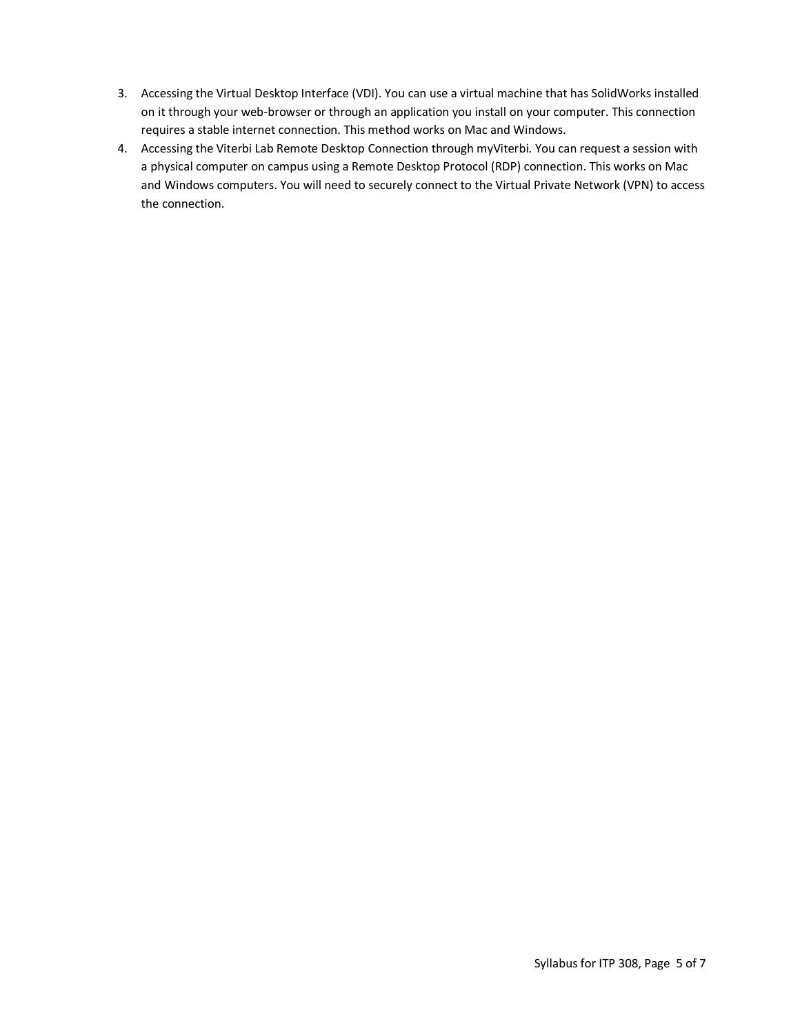3. Accessing the Virtual Desktop Interface (VDI). You can use a virtual machine that has SolidWorks installed on it through your web-browser or through an application you install on your computer. This connection requires a stable internet connection. This method works on Mac and Windows.
4. Accessing the Viterbi Lab Remote Desktop Connection through myViterbi. You can request a session with a physical computer on campus using a Remote Desktop Protocol (RDP) connection. This works on Mac and Windows computers. You will need to securely connect to the Virtual Private Network (VPN) to access the connection.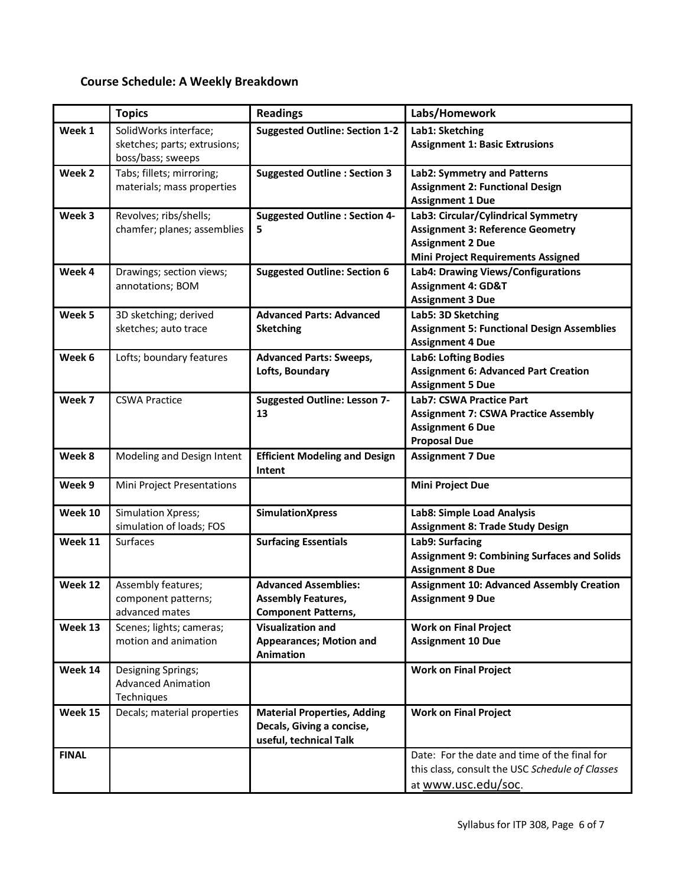### Course Schedule: A Weekly Breakdown

| | Topics | Readings | Labs/Homework |
|---|---|---|---|
| **Week 1** | SolidWorks interface; sketches; parts; extrusions; boss/bass; sweeps | **Suggested Outline: Section 1-2** | **Lab1: Sketching**<br>**Assignment 1: Basic Extrusions** |
| **Week 2** | Tabs; fillets; mirroring; materials; mass properties | **Suggested Outline : Section 3** | **Lab2: Symmetry and Patterns**<br>**Assignment 2: Functional Design**<br>**Assignment 1 Due** |
| **Week 3** | Revolves; ribs/shells; chamfer; planes; assemblies | **Suggested Outline : Section 4-5** | **Lab3: Circular/Cylindrical Symmetry**<br>**Assignment 3: Reference Geometry**<br>**Assignment 2 Due**<br>**Mini Project Requirements Assigned** |
| **Week 4** | Drawings; section views; annotations; BOM | **Suggested Outline: Section 6** | **Lab4: Drawing Views/Configurations**<br>**Assignment 4: GD&T**<br>**Assignment 3 Due** |
| **Week 5** | 3D sketching; derived sketches; auto trace | **Advanced Parts: Advanced Sketching** | **Lab5: 3D Sketching**<br>**Assignment 5: Functional Design Assemblies**<br>**Assignment 4 Due** |
| **Week 6** | Lofts; boundary features | **Advanced Parts: Sweeps, Lofts, Boundary** | **Lab6: Lofting Bodies**<br>**Assignment 6: Advanced Part Creation**<br>**Assignment 5 Due** |
| **Week 7** | CSWA Practice | **Suggested Outline: Lesson 7-13** | **Lab7: CSWA Practice Part**<br>**Assignment 7: CSWA Practice Assembly**<br>**Assignment 6 Due**<br>**Proposal Due** |
| **Week 8** | Modeling and Design Intent | **Efficient Modeling and Design Intent** | **Assignment 7 Due** |
| **Week 9** | Mini Project Presentations | | **Mini Project Due** |
| **Week 10** | Simulation Xpress; simulation of loads; FOS | **SimulationXpress** | **Lab8: Simple Load Analysis**<br>**Assignment 8: Trade Study Design** |
| **Week 11** | Surfaces | **Surfacing Essentials** | **Lab9: Surfacing**<br>**Assignment 9: Combining Surfaces and Solids**<br>**Assignment 8 Due** |
| **Week 12** | Assembly features; component patterns; advanced mates | **Advanced Assemblies: Assembly Features, Component Patterns,** | **Assignment 10: Advanced Assembly Creation**<br>**Assignment 9 Due** |
| **Week 13** | Scenes; lights; cameras; motion and animation | **Visualization and Appearances; Motion and Animation** | **Work on Final Project**<br>**Assignment 10 Due** |
| **Week 14** | Designing Springs; Advanced Animation Techniques | | **Work on Final Project** |
| **Week 15** | Decals; material properties | **Material Properties, Adding Decals, Giving a concise, useful, technical Talk** | **Work on Final Project** |
| **FINAL** | | | Date: For the date and time of the final for this class, consult the USC *Schedule of Classes* at www.usc.edu/soc. |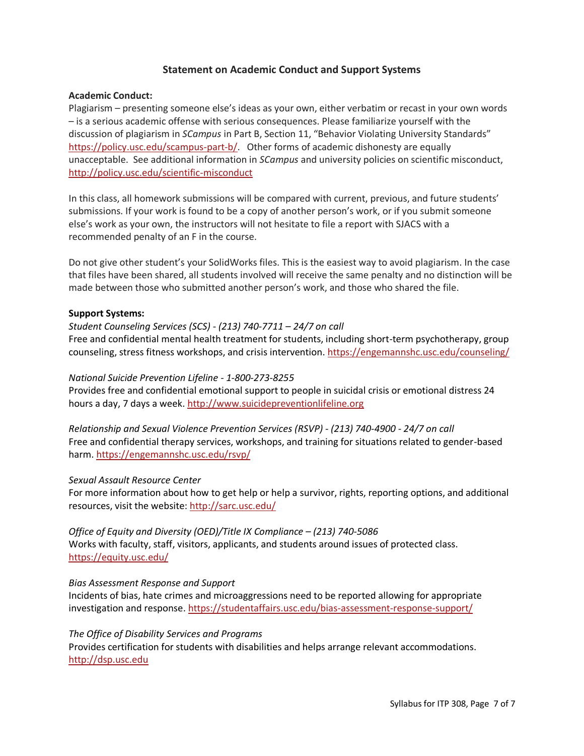## Statement on Academic Conduct and Support Systems

**Academic Conduct:**

Plagiarism – presenting someone else's ideas as your own, either verbatim or recast in your own words – is a serious academic offense with serious consequences. Please familiarize yourself with the discussion of plagiarism in *SCampus* in Part B, Section 11, "Behavior Violating University Standards" https://policy.usc.edu/scampus-part-b/. Other forms of academic dishonesty are equally unacceptable. See additional information in *SCampus* and university policies on scientific misconduct, http://policy.usc.edu/scientific-misconduct

In this class, all homework submissions will be compared with current, previous, and future students' submissions. If your work is found to be a copy of another person's work, or if you submit someone else's work as your own, the instructors will not hesitate to file a report with SJACS with a recommended penalty of an F in the course.

Do not give other student's your SolidWorks files. This is the easiest way to avoid plagiarism. In the case that files have been shared, all students involved will receive the same penalty and no distinction will be made between those who submitted another person's work, and those who shared the file.

**Support Systems:**

*Student Counseling Services (SCS) - (213) 740-7711 – 24/7 on call*
Free and confidential mental health treatment for students, including short-term psychotherapy, group counseling, stress fitness workshops, and crisis intervention. https://engemannshc.usc.edu/counseling/

*National Suicide Prevention Lifeline - 1-800-273-8255*
Provides free and confidential emotional support to people in suicidal crisis or emotional distress 24 hours a day, 7 days a week. http://www.suicidepreventionlifeline.org

*Relationship and Sexual Violence Prevention Services (RSVP) - (213) 740-4900 - 24/7 on call*
Free and confidential therapy services, workshops, and training for situations related to gender-based harm. https://engemannshc.usc.edu/rsvp/

*Sexual Assault Resource Center*
For more information about how to get help or help a survivor, rights, reporting options, and additional resources, visit the website: http://sarc.usc.edu/

*Office of Equity and Diversity (OED)/Title IX Compliance – (213) 740-5086*
Works with faculty, staff, visitors, applicants, and students around issues of protected class. https://equity.usc.edu/

*Bias Assessment Response and Support*
Incidents of bias, hate crimes and microaggressions need to be reported allowing for appropriate investigation and response. https://studentaffairs.usc.edu/bias-assessment-response-support/

*The Office of Disability Services and Programs*
Provides certification for students with disabilities and helps arrange relevant accommodations. http://dsp.usc.edu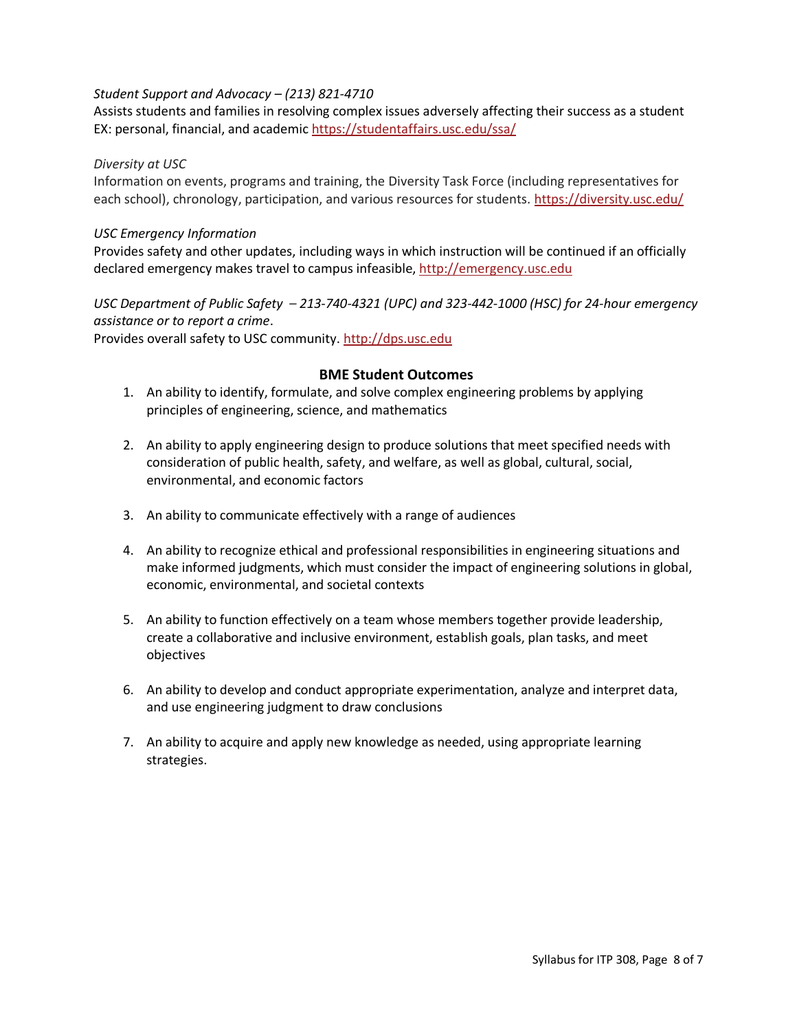*Student Support and Advocacy – (213) 821-4710*
Assists students and families in resolving complex issues adversely affecting their success as a student EX: personal, financial, and academic https://studentaffairs.usc.edu/ssa/

*Diversity at USC*
Information on events, programs and training, the Diversity Task Force (including representatives for each school), chronology, participation, and various resources for students. https://diversity.usc.edu/

*USC Emergency Information*
Provides safety and other updates, including ways in which instruction will be continued if an officially declared emergency makes travel to campus infeasible, http://emergency.usc.edu

*USC Department of Public Safety – 213-740-4321 (UPC) and 323-442-1000 (HSC) for 24-hour emergency assistance or to report a crime*.
Provides overall safety to USC community. http://dps.usc.edu

## BME Student Outcomes

1. An ability to identify, formulate, and solve complex engineering problems by applying principles of engineering, science, and mathematics

2. An ability to apply engineering design to produce solutions that meet specified needs with consideration of public health, safety, and welfare, as well as global, cultural, social, environmental, and economic factors

3. An ability to communicate effectively with a range of audiences

4. An ability to recognize ethical and professional responsibilities in engineering situations and make informed judgments, which must consider the impact of engineering solutions in global, economic, environmental, and societal contexts

5. An ability to function effectively on a team whose members together provide leadership, create a collaborative and inclusive environment, establish goals, plan tasks, and meet objectives

6. An ability to develop and conduct appropriate experimentation, analyze and interpret data, and use engineering judgment to draw conclusions

7. An ability to acquire and apply new knowledge as needed, using appropriate learning strategies.